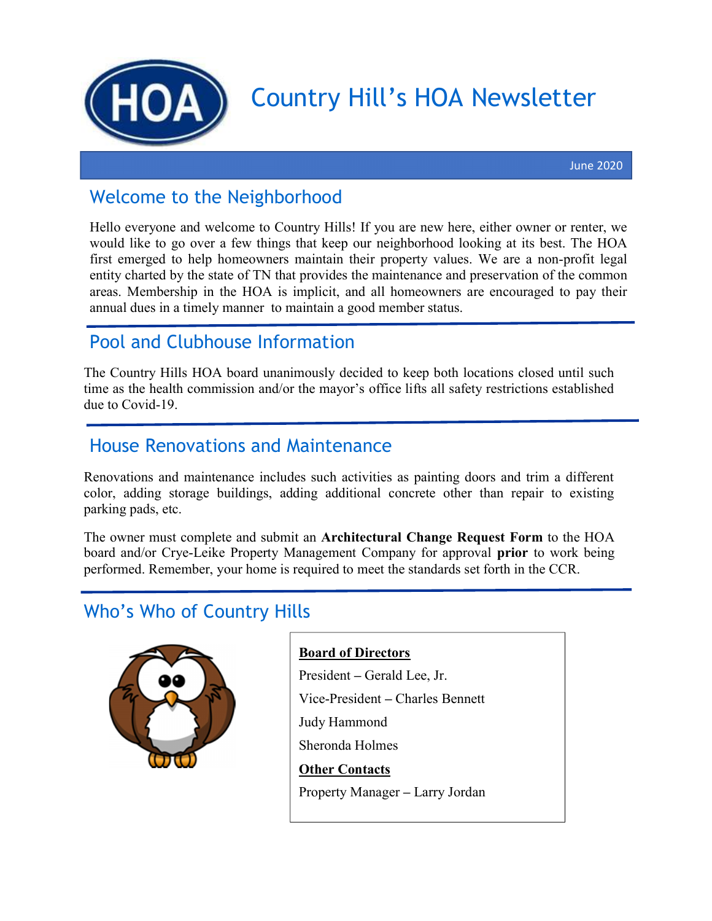# Country Hill's HOA Newsletter

June 2020

## Welcome to the Neighborhood

Hello everyone and welcome to Country Hills! If you are new here, either owner or renter, we would like to go over a few things that keep our neighborhood looking at its best. The HOA first emerged to help homeowners maintain their property values. We are a non-profit legal entity charted by the state of TN that provides the maintenance and preservation of the common areas. Membership in the HOA is implicit, and all homeowners are encouraged to pay their annual dues in a timely manner to maintain a good member status.

## Pool and Clubhouse Information

The Country Hills HOA board unanimously decided to keep both locations closed until such time as the health commission and/or the mayor's office lifts all safety restrictions established due to Covid-19.

## House Renovations and Maintenance

Renovations and maintenance includes such activities as painting doors and trim a different color, adding storage buildings, adding additional concrete other than repair to existing parking pads, etc.

The owner must complete and submit an **Architectural Change Request Form** to the HOA board and/or Crye-Leike Property Management Company for approval **prior** to work being performed. Remember, your home is required to meet the standards set forth in the CCR.

## Who's Who of Country Hills

**Board of Directors**

President – Gerald Lee, Jr.

Vice-President – Charles Bennett

Judy Hammond

Sheronda Holmes

**Other Contacts**

Property Manager – Larry Jordan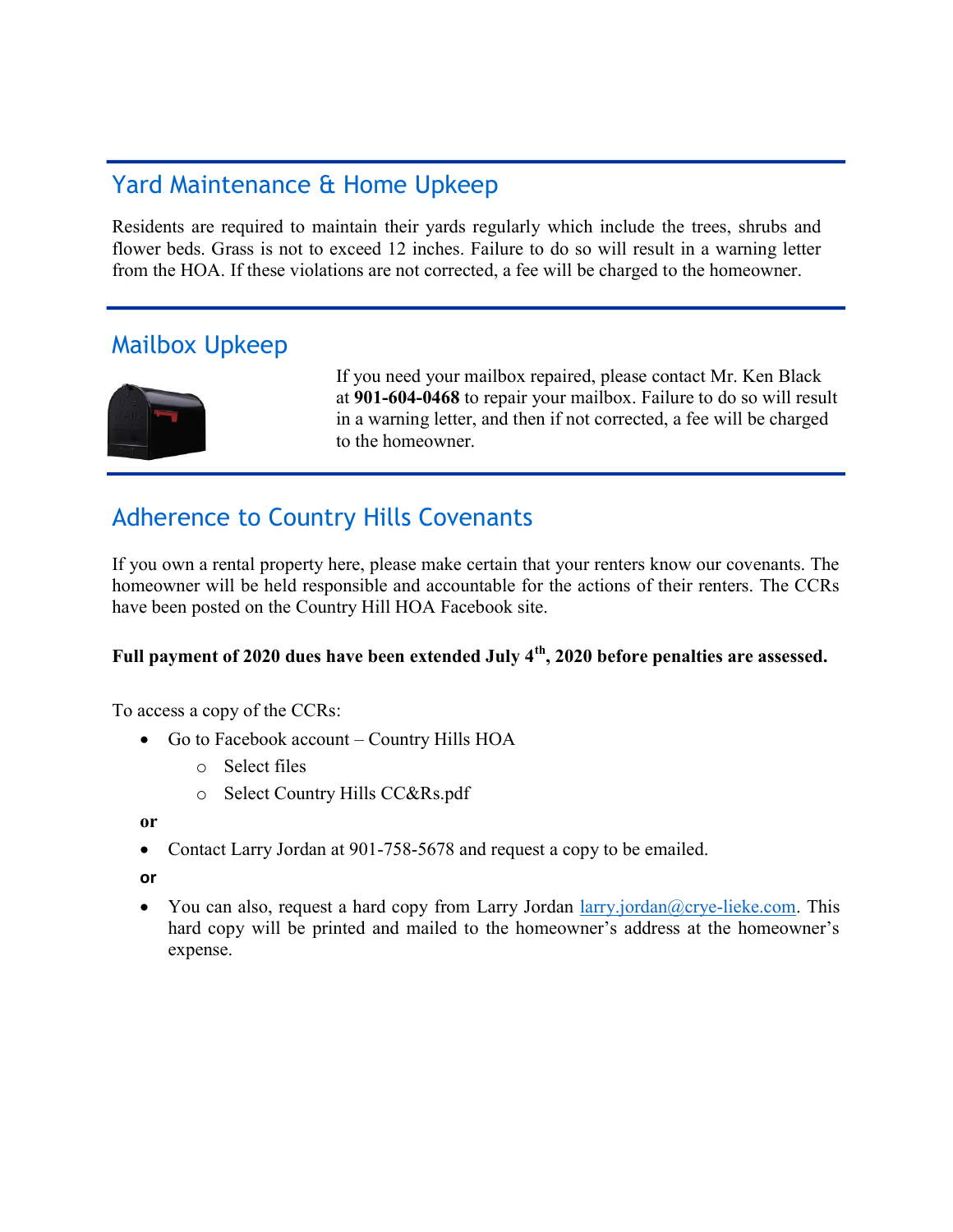## Yard Maintenance & Home Upkeep

Residents are required to maintain their yards regularly which include the trees, shrubs and flower beds. Grass is not to exceed 12 inches. Failure to do so will result in a warning letter from the HOA. If these violations are not corrected, a fee will be charged to the homeowner.

## Mailbox Upkeep

If you need your mailbox repaired, please contact Mr. Ken Black at **901-604-0468** to repair your mailbox. Failure to do so will result in a warning letter, and then if not corrected, a fee will be charged to the homeowner.

## Adherence to Country Hills Covenants

If you own a rental property here, please make certain that your renters know our covenants. The homeowner will be held responsible and accountable for the actions of their renters. The CCRs have been posted on the Country Hill HOA Facebook site.

**Full payment of 2020 dues have been extended July 4th, 2020 before penalties are assessed.**

To access a copy of the CCRs:

- Go to Facebook account – Country Hills HOA
  - Select files
  - Select Country Hills CC&Rs.pdf

**or**

- Contact Larry Jordan at 901-758-5678 and request a copy to be emailed.

**or**

- You can also, request a hard copy from Larry Jordan larry.jordan@crye-lieke.com. This hard copy will be printed and mailed to the homeowner's address at the homeowner's expense.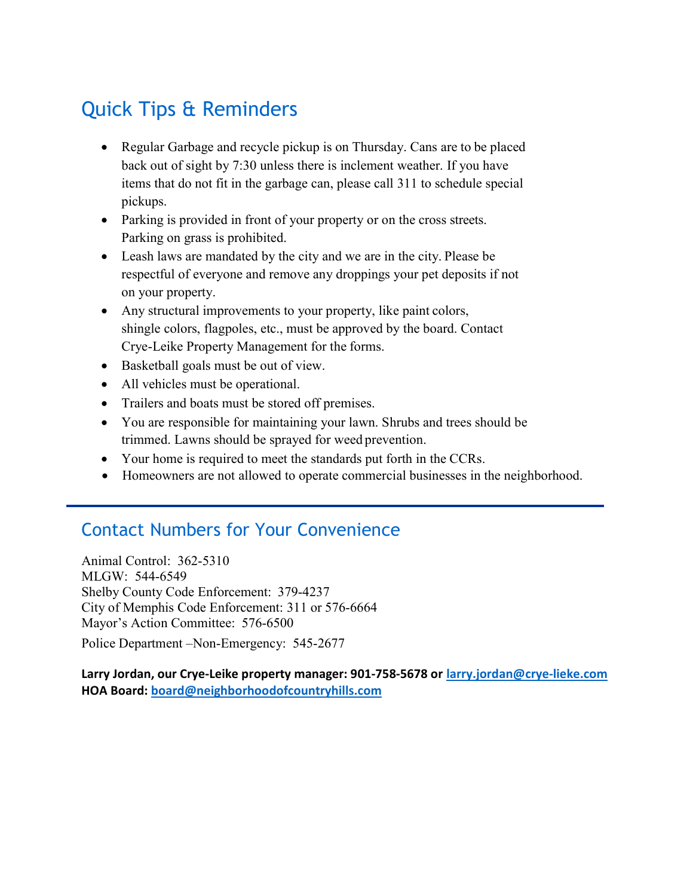## Quick Tips & Reminders

- Regular Garbage and recycle pickup is on Thursday. Cans are to be placed back out of sight by 7:30 unless there is inclement weather. If you have items that do not fit in the garbage can, please call 311 to schedule special pickups.
- Parking is provided in front of your property or on the cross streets. Parking on grass is prohibited.
- Leash laws are mandated by the city and we are in the city. Please be respectful of everyone and remove any droppings your pet deposits if not on your property.
- Any structural improvements to your property, like paint colors, shingle colors, flagpoles, etc., must be approved by the board. Contact Crye-Leike Property Management for the forms.
- Basketball goals must be out of view.
- All vehicles must be operational.
- Trailers and boats must be stored off premises.
- You are responsible for maintaining your lawn. Shrubs and trees should be trimmed. Lawns should be sprayed for weed prevention.
- Your home is required to meet the standards put forth in the CCRs.
- Homeowners are not allowed to operate commercial businesses in the neighborhood.

---

## Contact Numbers for Your Convenience

Animal Control: 362-5310
MLGW: 544-6549
Shelby County Code Enforcement: 379-4237
City of Memphis Code Enforcement: 311 or 576-6664
Mayor's Action Committee: 576-6500

Police Department –Non-Emergency: 545-2677

**Larry Jordan, our Crye-Leike property manager: 901-758-5678 or larry.jordan@crye-lieke.com**
**HOA Board: board@neighborhoodofcountryhills.com**